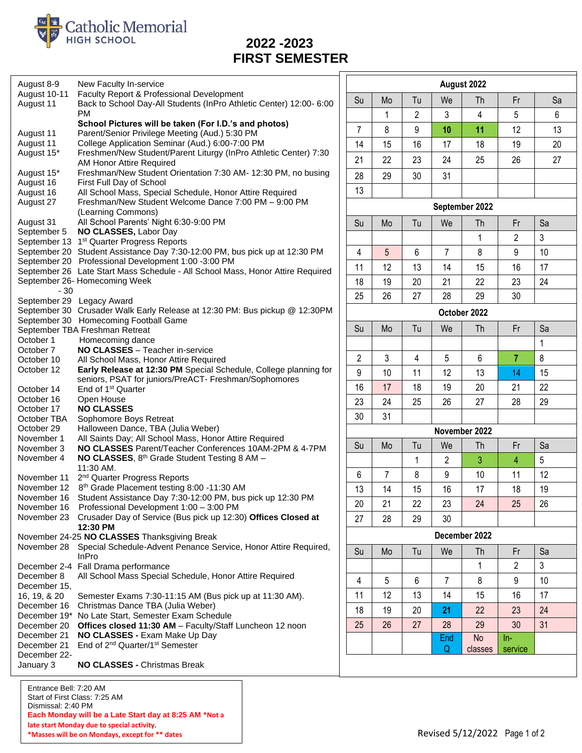Catholic Memorial HIGH SCHOOL

# 2022 -2023
# FIRST SEMESTER

| Date | Event |
|---|---|
| August 8-9 | New Faculty In-service |
| August 10-11 | Faculty Report & Professional Development |
| August 11 | Back to School Day-All Students (InPro Athletic Center) 12:00- 6:00 PM **School Pictures will be taken (For I.D.'s and photos)** |
| August 11 | Parent/Senior Privilege Meeting (Aud.) 5:30 PM |
| August 11 | College Application Seminar (Aud.) 6:00-7:00 PM |
| August 15* | Freshmen/New Student/Parent Liturgy (InPro Athletic Center) 7:30 AM Honor Attire Required |
| August 15* | Freshman/New Student Orientation 7:30 AM- 12:30 PM, no busing |
| August 16 | First Full Day of School |
| August 16 | All School Mass, Special Schedule, Honor Attire Required |
| August 27 | Freshman/New Student Welcome Dance 7:00 PM – 9:00 PM (Learning Commons) |
| August 31 | All School Parents' Night 6:30-9:00 PM |
| September 5 | **NO CLASSES,** Labor Day |
| September 13 | 1st Quarter Progress Reports |
| September 20 | Student Assistance Day 7:30-12:00 PM, bus pick up at 12:30 PM |
| September 20 | Professional Development 1:00 -3:00 PM |
| September 26 | Late Start Mass Schedule - All School Mass, Honor Attire Required |
| September 26-30 | Homecoming Week |
| September 29 | Legacy Award |
| September 30 | Crusader Walk Early Release at 12:30 PM: Bus pickup @ 12:30PM |
| September 30 | Homecoming Football Game |
| September TBA | Freshman Retreat |
| October 1 | Homecoming dance |
| October 7 | **NO CLASSES** – Teacher in-service |
| October 10 | All School Mass, Honor Attire Required |
| October 12 | **Early Release at 12:30 PM** Special Schedule, College planning for seniors, PSAT for juniors/PreACT- Freshman/Sophomores |
| October 14 | End of 1st Quarter |
| October 16 | Open House |
| October 17 | **NO CLASSES** |
| October TBA | Sophomore Boys Retreat |
| October 29 | Halloween Dance, TBA (Julia Weber) |
| November 1 | All Saints Day; All School Mass, Honor Attire Required |
| November 3 | **NO CLASSES** Parent/Teacher Conferences 10AM-2PM & 4-7PM |
| November 4 | **NO CLASSES**, 8th Grade Student Testing 8 AM – 11:30 AM. |
| November 11 | 2nd Quarter Progress Reports |
| November 12 | 8th Grade Placement testing 8:00 -11:30 AM |
| November 16 | Student Assistance Day 7:30-12:00 PM, bus pick up 12:30 PM |
| November 16 | Professional Development 1:00 – 3:00 PM |
| November 23 | Crusader Day of Service (Bus pick up 12:30) **Offices Closed at 12:30 PM** |
| November 24-25 | **NO CLASSES** Thanksgiving Break |
| November 28 | Special Schedule-Advent Penance Service, Honor Attire Required, InPro |
| December 2-4 | Fall Drama performance |
| December 8 | All School Mass Special Schedule, Honor Attire Required |
| December 15, 16, 19, & 20 | Semester Exams 7:30-11:15 AM (Bus pick up at 11:30 AM). |
| December 16 | Christmas Dance TBA (Julia Weber) |
| December 19* | No Late Start, Semester Exam Schedule |
| December 20 | **Offices closed 11:30 AM** – Faculty/Staff Luncheon 12 noon |
| December 21 | **NO CLASSES -** Exam Make Up Day |
| December 21 | End of 2nd Quarter/1st Semester |
| December 22-January 3 | **NO CLASSES -** Christmas Break |

**August 2022**

| Su | Mo | Tu | We | Th | Fr | Sa |
|---|---|---|---|---|---|---|
| | 1 | 2 | 3 | 4 | 5 | 6 |
| 7 | 8 | 9 | **10** | **11** | 12 | 13 |
| 14 | 15 | 16 | 17 | 18 | 19 | 20 |
| 21 | 22 | 23 | 24 | 25 | 26 | 27 |
| 28 | 29 | 30 | 31 | | | |
| 13 | | | | | | |

**September 2022**

| Su | Mo | Tu | We | Th | Fr | Sa |
|---|---|---|---|---|---|---|
| | | | | 1 | 2 | 3 |
| 4 | 5 | 6 | 7 | 8 | 9 | 10 |
| 11 | 12 | 13 | 14 | 15 | 16 | 17 |
| 18 | 19 | 20 | 21 | 22 | 23 | 24 |
| 25 | 26 | 27 | 28 | 29 | 30 | |

**October 2022**

| Su | Mo | Tu | We | Th | Fr | Sa |
|---|---|---|---|---|---|---|
| | | | | | | 1 |
| 2 | 3 | 4 | 5 | 6 | **7** | 8 |
| 9 | 10 | 11 | 12 | 13 | 14 | 15 |
| 16 | 17 | 18 | 19 | 20 | 21 | 22 |
| 23 | 24 | 25 | 26 | 27 | 28 | 29 |
| 30 | 31 | | | | | |

**November 2022**

| Su | Mo | Tu | We | Th | Fr | Sa |
|---|---|---|---|---|---|---|
| | | 1 | 2 | 3 | 4 | 5 |
| 6 | 7 | 8 | 9 | 10 | 11 | 12 |
| 13 | 14 | 15 | 16 | 17 | 18 | 19 |
| 20 | 21 | 22 | 23 | 24 | 25 | 26 |
| 27 | 28 | 29 | 30 | | | |

**December 2022**

| Su | Mo | Tu | We | Th | Fr | Sa |
|---|---|---|---|---|---|---|
| | | | | 1 | 2 | 3 |
| 4 | 5 | 6 | 7 | 8 | 9 | 10 |
| 11 | 12 | 13 | 14 | 15 | 16 | 17 |
| 18 | 19 | 20 | **21** | 22 | 23 | 24 |
| 25 | 26 | 27 | 28 | 29 | 30 | 31 |
| | | | End Q | No classes | In-service | |

Entrance Bell: 7:20 AM
Start of First Class: 7:25 AM
Dismissal: 2:40 PM
**Each Monday will be a Late Start day at 8:25 AM *Not a late start Monday due to special activity.**
**\*Masses will be on Mondays, except for ** dates**

Revised 5/12/2022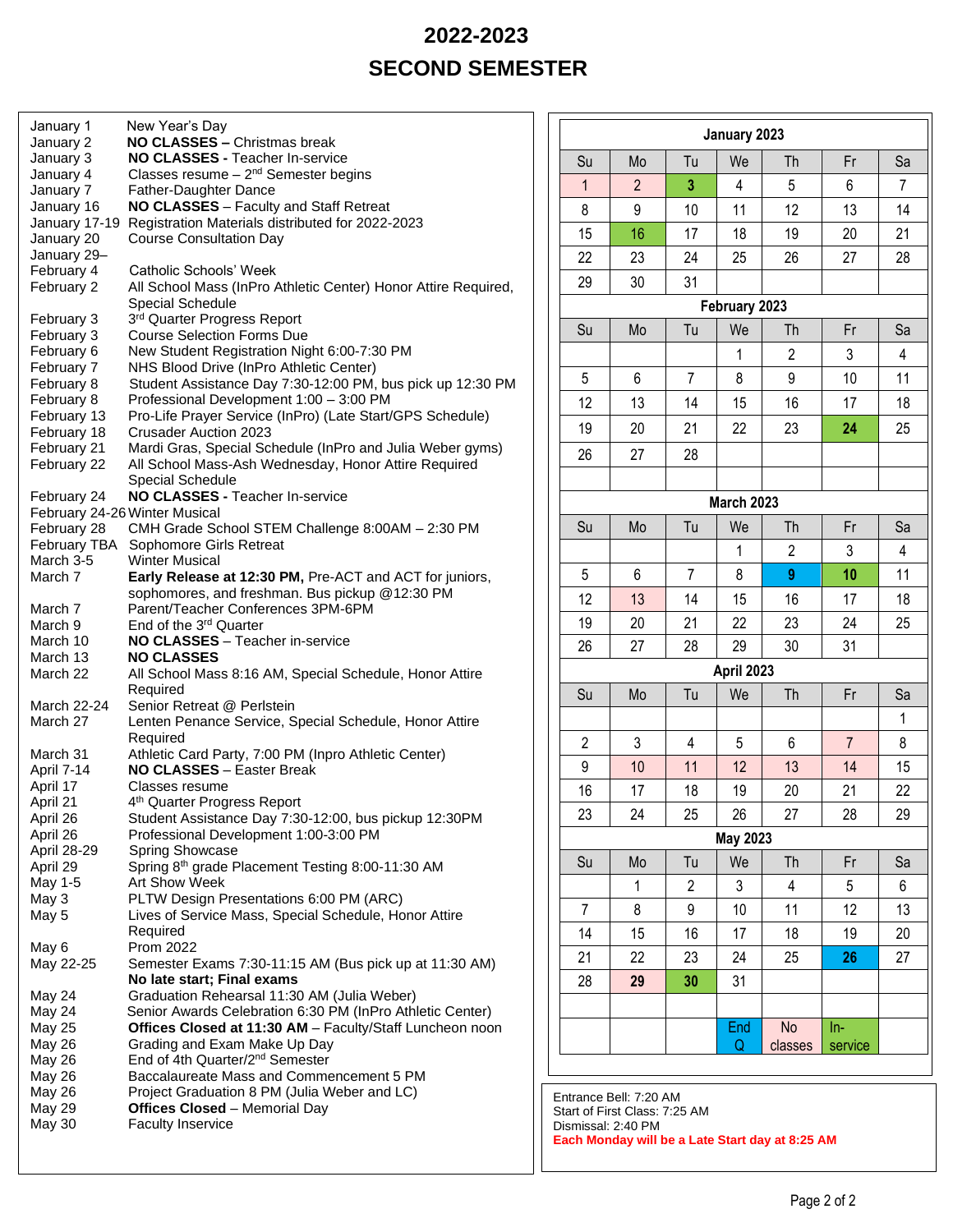# 2022-2023

# SECOND SEMESTER

| | |
|---|---|
| January 1 | New Year's Day |
| January 2 | **NO CLASSES –** Christmas break |
| January 3 | **NO CLASSES -** Teacher In-service |
| January 4 | Classes resume – 2nd Semester begins |
| January 7 | Father-Daughter Dance |
| January 16 | **NO CLASSES** – Faculty and Staff Retreat |
| January 17-19 | Registration Materials distributed for 2022-2023 |
| January 20 | Course Consultation Day |
| January 29–February 4 | Catholic Schools' Week |
| February 2 | All School Mass (InPro Athletic Center) Honor Attire Required, Special Schedule |
| February 3 | 3rd Quarter Progress Report |
| February 3 | Course Selection Forms Due |
| February 6 | New Student Registration Night 6:00-7:30 PM |
| February 7 | NHS Blood Drive (InPro Athletic Center) |
| February 8 | Student Assistance Day 7:30-12:00 PM, bus pick up 12:30 PM |
| February 8 | Professional Development 1:00 – 3:00 PM |
| February 13 | Pro-Life Prayer Service (InPro) (Late Start/GPS Schedule) |
| February 18 | Crusader Auction 2023 |
| February 21 | Mardi Gras, Special Schedule (InPro and Julia Weber gyms) |
| February 22 | All School Mass-Ash Wednesday, Honor Attire Required Special Schedule |
| February 24 | **NO CLASSES -** Teacher In-service |
| February 24-26 | Winter Musical |
| February 28 | CMH Grade School STEM Challenge 8:00AM – 2:30 PM |
| February TBA | Sophomore Girls Retreat |
| March 3-5 | Winter Musical |
| March 7 | **Early Release at 12:30 PM,** Pre-ACT and ACT for juniors, sophomores, and freshman. Bus pickup @12:30 PM |
| March 7 | Parent/Teacher Conferences 3PM-6PM |
| March 9 | End of the 3rd Quarter |
| March 10 | **NO CLASSES** – Teacher in-service |
| March 13 | **NO CLASSES** |
| March 22 | All School Mass 8:16 AM, Special Schedule, Honor Attire Required |
| March 22-24 | Senior Retreat @ Perlstein |
| March 27 | Lenten Penance Service, Special Schedule, Honor Attire Required |
| March 31 | Athletic Card Party, 7:00 PM (Inpro Athletic Center) |
| April 7-14 | **NO CLASSES** – Easter Break |
| April 17 | Classes resume |
| April 21 | 4th Quarter Progress Report |
| April 26 | Student Assistance Day 7:30-12:00, bus pickup 12:30PM |
| April 26 | Professional Development 1:00-3:00 PM |
| April 28-29 | Spring Showcase |
| April 29 | Spring 8th grade Placement Testing 8:00-11:30 AM |
| May 1-5 | Art Show Week |
| May 3 | PLTW Design Presentations 6:00 PM (ARC) |
| May 5 | Lives of Service Mass, Special Schedule, Honor Attire Required |
| May 6 | Prom 2022 |
| May 22-25 | Semester Exams 7:30-11:15 AM (Bus pick up at 11:30 AM) **No late start; Final exams** |
| May 24 | Graduation Rehearsal 11:30 AM (Julia Weber) |
| May 24 | Senior Awards Celebration 6:30 PM (InPro Athletic Center) |
| May 25 | **Offices Closed at 11:30 AM** – Faculty/Staff Luncheon noon |
| May 26 | Grading and Exam Make Up Day |
| May 26 | End of 4th Quarter/2nd Semester |
| May 26 | Baccalaureate Mass and Commencement 5 PM |
| May 26 | Project Graduation 8 PM (Julia Weber and LC) |
| May 29 | **Offices Closed** – Memorial Day |
| May 30 | Faculty Inservice |

**January 2023**

| Su | Mo | Tu | We | Th | Fr | Sa |
|---|---|---|---|---|---|---|
| 1 | 2 | 3 | 4 | 5 | 6 | 7 |
| 8 | 9 | 10 | 11 | 12 | 13 | 14 |
| 15 | 16 | 17 | 18 | 19 | 20 | 21 |
| 22 | 23 | 24 | 25 | 26 | 27 | 28 |
| 29 | 30 | 31 | | | | |

**February 2023**

| Su | Mo | Tu | We | Th | Fr | Sa |
|---|---|---|---|---|---|---|
| | | | 1 | 2 | 3 | 4 |
| 5 | 6 | 7 | 8 | 9 | 10 | 11 |
| 12 | 13 | 14 | 15 | 16 | 17 | 18 |
| 19 | 20 | 21 | 22 | 23 | 24 | 25 |
| 26 | 27 | 28 | | | | |

**March 2023**

| Su | Mo | Tu | We | Th | Fr | Sa |
|---|---|---|---|---|---|---|
| | | | 1 | 2 | 3 | 4 |
| 5 | 6 | 7 | 8 | 9 | 10 | 11 |
| 12 | 13 | 14 | 15 | 16 | 17 | 18 |
| 19 | 20 | 21 | 22 | 23 | 24 | 25 |
| 26 | 27 | 28 | 29 | 30 | 31 | |

**April 2023**

| Su | Mo | Tu | We | Th | Fr | Sa |
|---|---|---|---|---|---|---|
| | | | | | | 1 |
| 2 | 3 | 4 | 5 | 6 | 7 | 8 |
| 9 | 10 | 11 | 12 | 13 | 14 | 15 |
| 16 | 17 | 18 | 19 | 20 | 21 | 22 |
| 23 | 24 | 25 | 26 | 27 | 28 | 29 |

**May 2023**

| Su | Mo | Tu | We | Th | Fr | Sa |
|---|---|---|---|---|---|---|
| | 1 | 2 | 3 | 4 | 5 | 6 |
| 7 | 8 | 9 | 10 | 11 | 12 | 13 |
| 14 | 15 | 16 | 17 | 18 | 19 | 20 |
| 21 | 22 | 23 | 24 | 25 | 26 | 27 |
| 28 | 29 | 30 | 31 | | | |
| | | | | | | |
| | | | End Q | No classes | In-service | |

Entrance Bell: 7:20 AM
Start of First Class: 7:25 AM
Dismissal: 2:40 PM
**Each Monday will be a Late Start day at 8:25 AM**